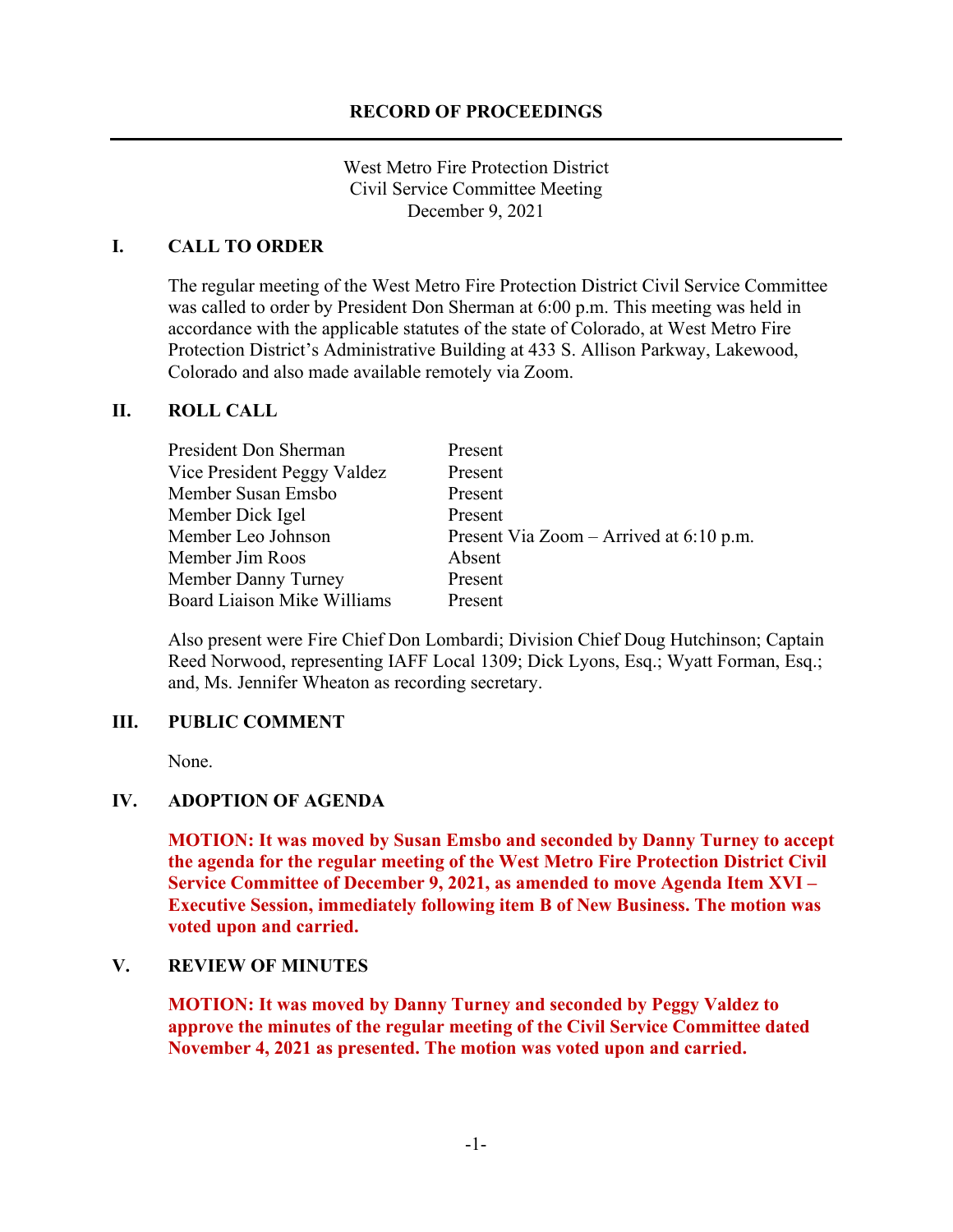# RECORD OF PROCEEDINGS

West Metro Fire Protection District
Civil Service Committee Meeting
December 9, 2021

## I. CALL TO ORDER

The regular meeting of the West Metro Fire Protection District Civil Service Committee was called to order by President Don Sherman at 6:00 p.m. This meeting was held in accordance with the applicable statutes of the state of Colorado, at West Metro Fire Protection District's Administrative Building at 433 S. Allison Parkway, Lakewood, Colorado and also made available remotely via Zoom.

## II. ROLL CALL

| | |
|---|---|
| President Don Sherman | Present |
| Vice President Peggy Valdez | Present |
| Member Susan Emsbo | Present |
| Member Dick Igel | Present |
| Member Leo Johnson | Present Via Zoom – Arrived at 6:10 p.m. |
| Member Jim Roos | Absent |
| Member Danny Turney | Present |
| Board Liaison Mike Williams | Present |

Also present were Fire Chief Don Lombardi; Division Chief Doug Hutchinson; Captain Reed Norwood, representing IAFF Local 1309; Dick Lyons, Esq.; Wyatt Forman, Esq.; and, Ms. Jennifer Wheaton as recording secretary.

## III. PUBLIC COMMENT

None.

## IV. ADOPTION OF AGENDA

**MOTION: It was moved by Susan Emsbo and seconded by Danny Turney to accept the agenda for the regular meeting of the West Metro Fire Protection District Civil Service Committee of December 9, 2021, as amended to move Agenda Item XVI – Executive Session, immediately following item B of New Business. The motion was voted upon and carried.**

## V. REVIEW OF MINUTES

**MOTION: It was moved by Danny Turney and seconded by Peggy Valdez to approve the minutes of the regular meeting of the Civil Service Committee dated November 4, 2021 as presented. The motion was voted upon and carried.**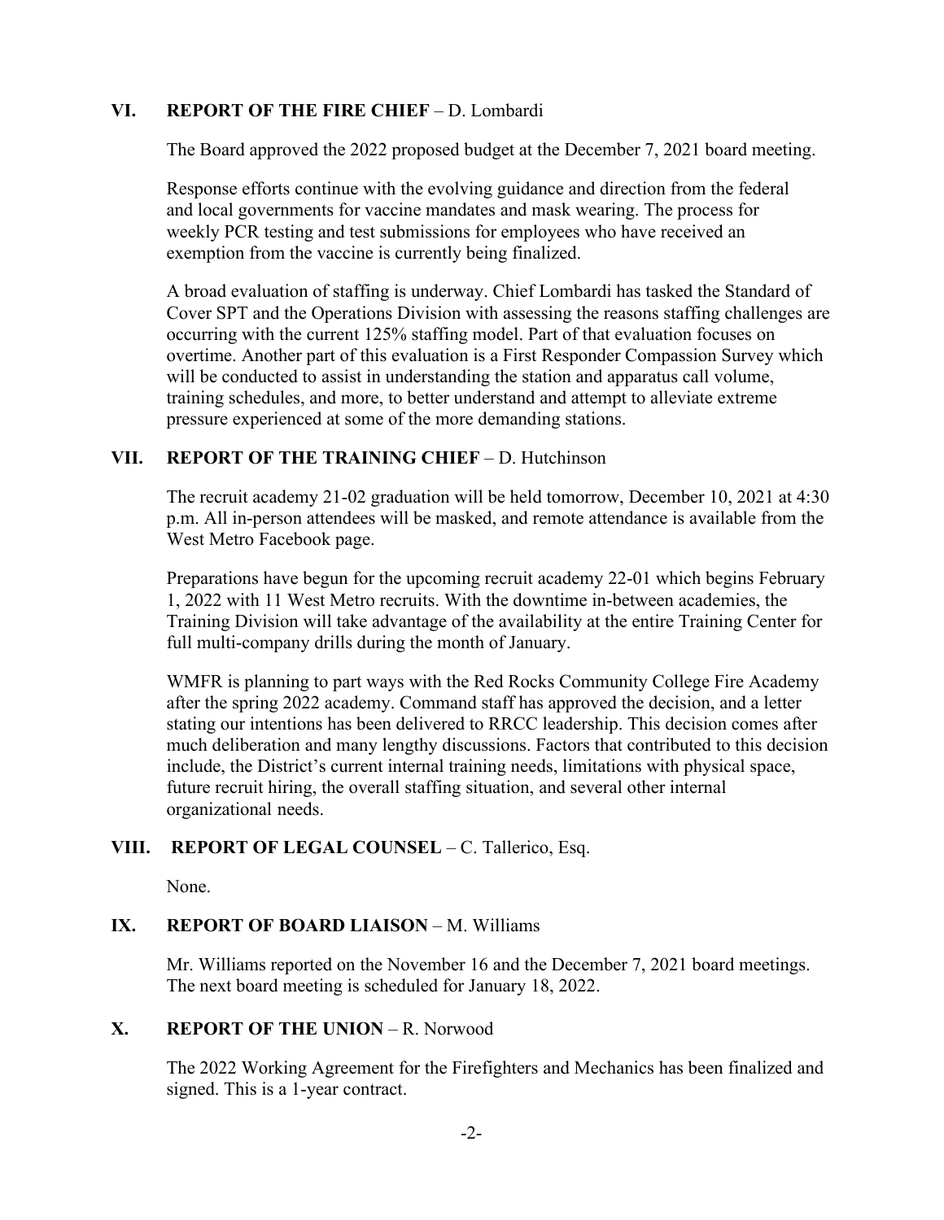## VI. REPORT OF THE FIRE CHIEF – D. Lombardi

The Board approved the 2022 proposed budget at the December 7, 2021 board meeting.

Response efforts continue with the evolving guidance and direction from the federal and local governments for vaccine mandates and mask wearing. The process for weekly PCR testing and test submissions for employees who have received an exemption from the vaccine is currently being finalized.

A broad evaluation of staffing is underway. Chief Lombardi has tasked the Standard of Cover SPT and the Operations Division with assessing the reasons staffing challenges are occurring with the current 125% staffing model. Part of that evaluation focuses on overtime. Another part of this evaluation is a First Responder Compassion Survey which will be conducted to assist in understanding the station and apparatus call volume, training schedules, and more, to better understand and attempt to alleviate extreme pressure experienced at some of the more demanding stations.

## VII. REPORT OF THE TRAINING CHIEF – D. Hutchinson

The recruit academy 21-02 graduation will be held tomorrow, December 10, 2021 at 4:30 p.m. All in-person attendees will be masked, and remote attendance is available from the West Metro Facebook page.

Preparations have begun for the upcoming recruit academy 22-01 which begins February 1, 2022 with 11 West Metro recruits. With the downtime in-between academies, the Training Division will take advantage of the availability at the entire Training Center for full multi-company drills during the month of January.

WMFR is planning to part ways with the Red Rocks Community College Fire Academy after the spring 2022 academy. Command staff has approved the decision, and a letter stating our intentions has been delivered to RRCC leadership. This decision comes after much deliberation and many lengthy discussions. Factors that contributed to this decision include, the District's current internal training needs, limitations with physical space, future recruit hiring, the overall staffing situation, and several other internal organizational needs.

## VIII. REPORT OF LEGAL COUNSEL – C. Tallerico, Esq.

None.

## IX. REPORT OF BOARD LIAISON – M. Williams

Mr. Williams reported on the November 16 and the December 7, 2021 board meetings. The next board meeting is scheduled for January 18, 2022.

## X. REPORT OF THE UNION – R. Norwood

The 2022 Working Agreement for the Firefighters and Mechanics has been finalized and signed. This is a 1-year contract.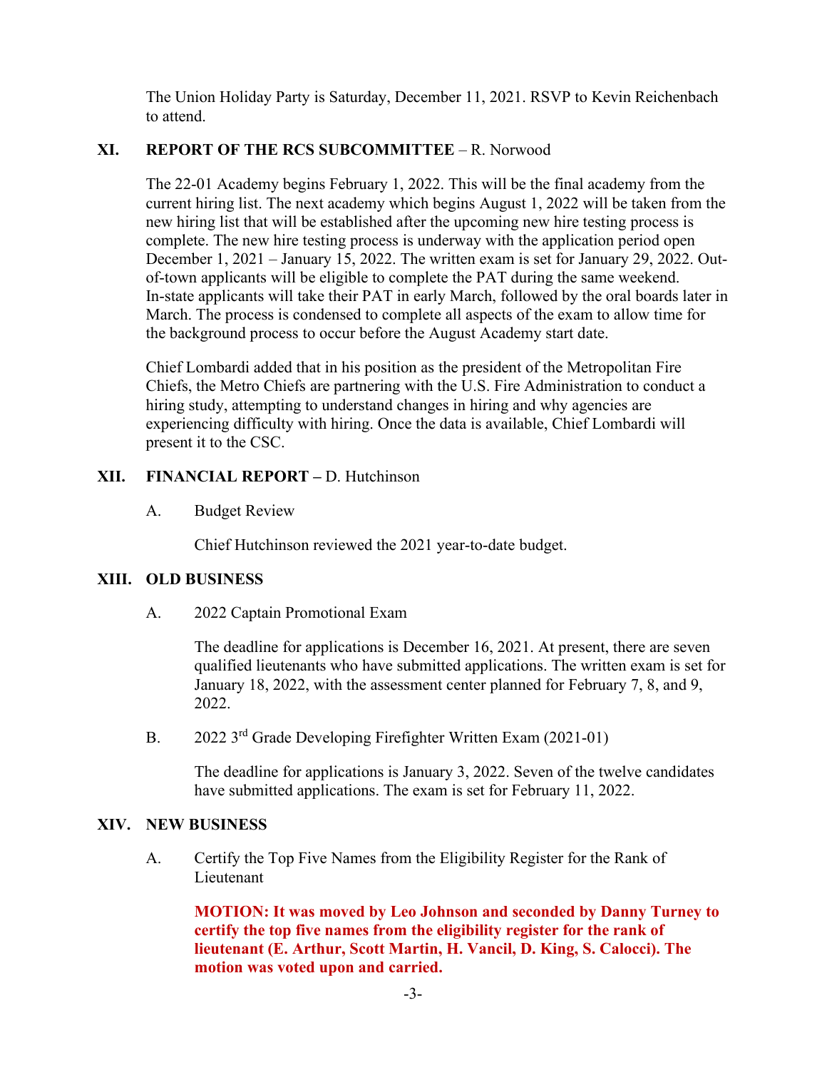The Union Holiday Party is Saturday, December 11, 2021. RSVP to Kevin Reichenbach to attend.

## XI. REPORT OF THE RCS SUBCOMMITTEE – R. Norwood

The 22-01 Academy begins February 1, 2022. This will be the final academy from the current hiring list. The next academy which begins August 1, 2022 will be taken from the new hiring list that will be established after the upcoming new hire testing process is complete. The new hire testing process is underway with the application period open December 1, 2021 – January 15, 2022. The written exam is set for January 29, 2022. Out-of-town applicants will be eligible to complete the PAT during the same weekend. In-state applicants will take their PAT in early March, followed by the oral boards later in March. The process is condensed to complete all aspects of the exam to allow time for the background process to occur before the August Academy start date.

Chief Lombardi added that in his position as the president of the Metropolitan Fire Chiefs, the Metro Chiefs are partnering with the U.S. Fire Administration to conduct a hiring study, attempting to understand changes in hiring and why agencies are experiencing difficulty with hiring. Once the data is available, Chief Lombardi will present it to the CSC.

## XII. FINANCIAL REPORT – D. Hutchinson

A. Budget Review

Chief Hutchinson reviewed the 2021 year-to-date budget.

## XIII. OLD BUSINESS

A. 2022 Captain Promotional Exam

The deadline for applications is December 16, 2021. At present, there are seven qualified lieutenants who have submitted applications. The written exam is set for January 18, 2022, with the assessment center planned for February 7, 8, and 9, 2022.

B. 2022 3rd Grade Developing Firefighter Written Exam (2021-01)

The deadline for applications is January 3, 2022. Seven of the twelve candidates have submitted applications. The exam is set for February 11, 2022.

## XIV. NEW BUSINESS

A. Certify the Top Five Names from the Eligibility Register for the Rank of Lieutenant

**MOTION: It was moved by Leo Johnson and seconded by Danny Turney to certify the top five names from the eligibility register for the rank of lieutenant (E. Arthur, Scott Martin, H. Vancil, D. King, S. Calocci). The motion was voted upon and carried.**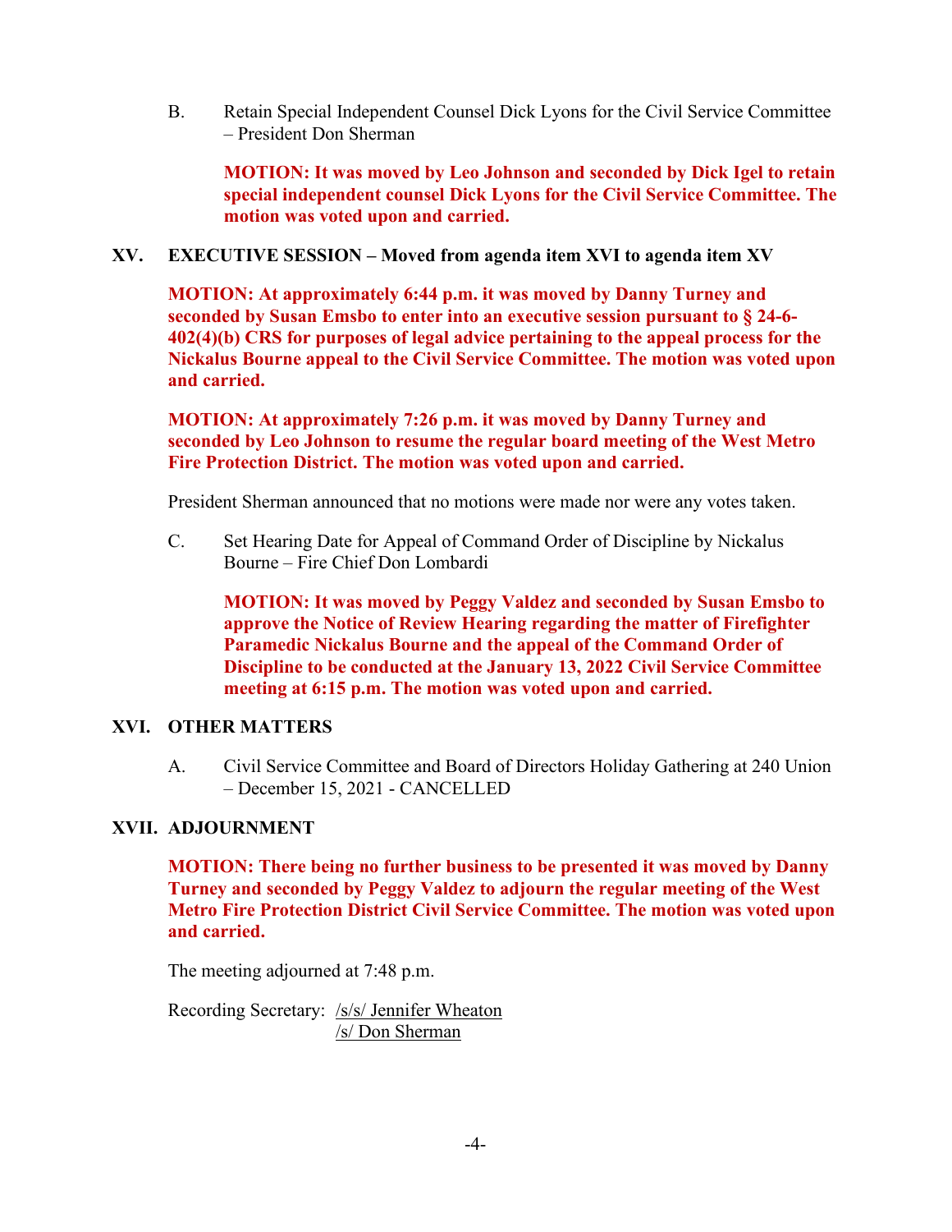B. Retain Special Independent Counsel Dick Lyons for the Civil Service Committee – President Don Sherman

**MOTION: It was moved by Leo Johnson and seconded by Dick Igel to retain special independent counsel Dick Lyons for the Civil Service Committee. The motion was voted upon and carried.**

## XV. EXECUTIVE SESSION – Moved from agenda item XVI to agenda item XV

**MOTION: At approximately 6:44 p.m. it was moved by Danny Turney and seconded by Susan Emsbo to enter into an executive session pursuant to § 24-6-402(4)(b) CRS for purposes of legal advice pertaining to the appeal process for the Nickalus Bourne appeal to the Civil Service Committee. The motion was voted upon and carried.**

**MOTION: At approximately 7:26 p.m. it was moved by Danny Turney and seconded by Leo Johnson to resume the regular board meeting of the West Metro Fire Protection District. The motion was voted upon and carried.**

President Sherman announced that no motions were made nor were any votes taken.

C. Set Hearing Date for Appeal of Command Order of Discipline by Nickalus Bourne – Fire Chief Don Lombardi

**MOTION: It was moved by Peggy Valdez and seconded by Susan Emsbo to approve the Notice of Review Hearing regarding the matter of Firefighter Paramedic Nickalus Bourne and the appeal of the Command Order of Discipline to be conducted at the January 13, 2022 Civil Service Committee meeting at 6:15 p.m. The motion was voted upon and carried.**

## XVI. OTHER MATTERS

A. Civil Service Committee and Board of Directors Holiday Gathering at 240 Union – December 15, 2021 - CANCELLED

## XVII. ADJOURNMENT

**MOTION: There being no further business to be presented it was moved by Danny Turney and seconded by Peggy Valdez to adjourn the regular meeting of the West Metro Fire Protection District Civil Service Committee. The motion was voted upon and carried.**

The meeting adjourned at 7:48 p.m.

Recording Secretary: /s/s/ Jennifer Wheaton
/s/ Don Sherman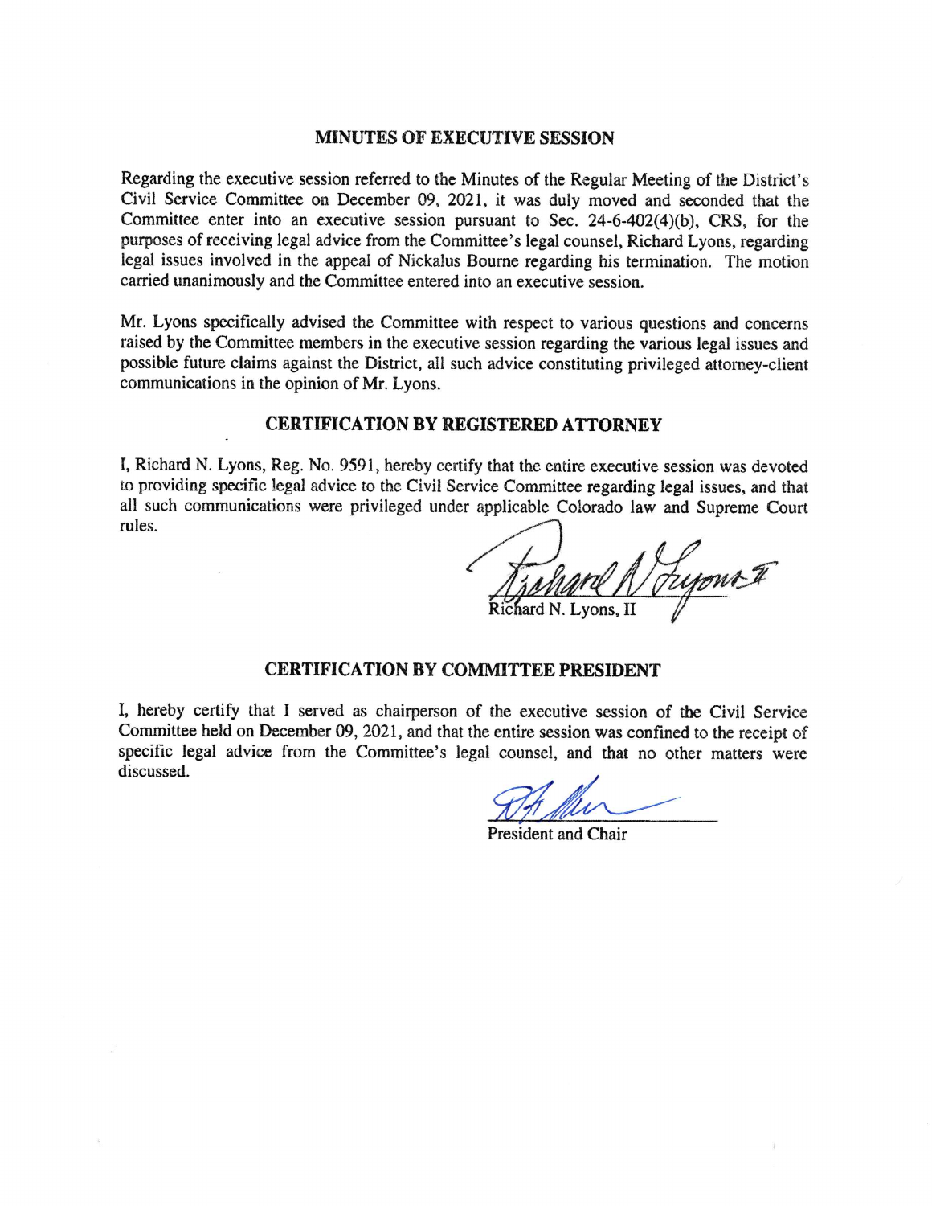## MINUTES OF EXECUTIVE SESSION

Regarding the executive session referred to the Minutes of the Regular Meeting of the District's Civil Service Committee on December 09, 2021, it was duly moved and seconded that the Committee enter into an executive session pursuant to Sec. 24-6-402(4)(b), CRS, for the purposes of receiving legal advice from the Committee's legal counsel, Richard Lyons, regarding legal issues involved in the appeal of Nickalus Bourne regarding his termination. The motion carried unanimously and the Committee entered into an executive session.

Mr. Lyons specifically advised the Committee with respect to various questions and concerns raised by the Committee members in the executive session regarding the various legal issues and possible future claims against the District, all such advice constituting privileged attorney-client communications in the opinion of Mr. Lyons.

## CERTIFICATION BY REGISTERED ATTORNEY

I, Richard N. Lyons, Reg. No. 9591, hereby certify that the entire executive session was devoted to providing specific legal advice to the Civil Service Committee regarding legal issues, and that all such communications were privileged under applicable Colorado law and Supreme Court rules.

Richard N. Lyons, II

## CERTIFICATION BY COMMITTEE PRESIDENT

I, hereby certify that I served as chairperson of the executive session of the Civil Service Committee held on December 09, 2021, and that the entire session was confined to the receipt of specific legal advice from the Committee's legal counsel, and that no other matters were discussed.

President and Chair